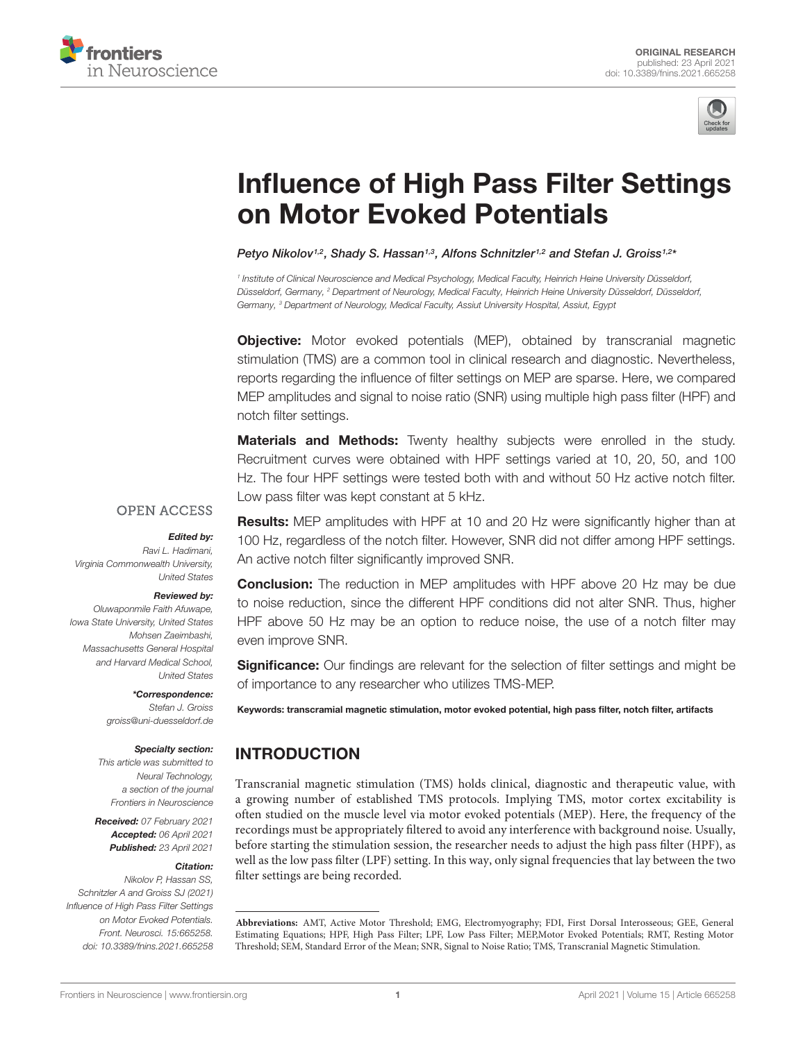ORIGINAL RESEARCH
published: 23 April 2021
doi: 10.3389/fnins.2021.665258

# Influence of High Pass Filter Settings on Motor Evoked Potentials

*Petyo Nikolov[1,2], Shady S. Hassan[1,3], Alfons Schnitzler[1,2] and Stefan J. Groiss[1,2]**

[1] Institute of Clinical Neuroscience and Medical Psychology, Medical Faculty, Heinrich Heine University Düsseldorf, Düsseldorf, Germany, [2] Department of Neurology, Medical Faculty, Heinrich Heine University Düsseldorf, Düsseldorf, Germany, [3] Department of Neurology, Medical Faculty, Assiut University Hospital, Assiut, Egypt

**Objective:** Motor evoked potentials (MEP), obtained by transcranial magnetic stimulation (TMS) are a common tool in clinical research and diagnostic. Nevertheless, reports regarding the influence of filter settings on MEP are sparse. Here, we compared MEP amplitudes and signal to noise ratio (SNR) using multiple high pass filter (HPF) and notch filter settings.

**Materials and Methods:** Twenty healthy subjects were enrolled in the study. Recruitment curves were obtained with HPF settings varied at 10, 20, 50, and 100 Hz. The four HPF settings were tested both with and without 50 Hz active notch filter. Low pass filter was kept constant at 5 kHz.

**Results:** MEP amplitudes with HPF at 10 and 20 Hz were significantly higher than at 100 Hz, regardless of the notch filter. However, SNR did not differ among HPF settings. An active notch filter significantly improved SNR.

**Conclusion:** The reduction in MEP amplitudes with HPF above 20 Hz may be due to noise reduction, since the different HPF conditions did not alter SNR. Thus, higher HPF above 50 Hz may be an option to reduce noise, the use of a notch filter may even improve SNR.

**Significance:** Our findings are relevant for the selection of filter settings and might be of importance to any researcher who utilizes TMS-MEP.

**Keywords: transcramial magnetic stimulation, motor evoked potential, high pass filter, notch filter, artifacts**

OPEN ACCESS

*Edited by:*
Ravi L. Hadimani,
Virginia Commonwealth University,
United States

*Reviewed by:*
Oluwaponmile Faith Afuwape,
Iowa State University, United States
Mohsen Zaeimbashi,
Massachusetts General Hospital
and Harvard Medical School,
United States

**\*Correspondence:***
Stefan J. Groiss
groiss@uni-duesseldorf.de

*Specialty section:*
This article was submitted to
Neural Technology,
a section of the journal
Frontiers in Neuroscience

*Received:* 07 February 2021
*Accepted:* 06 April 2021
*Published:* 23 April 2021

*Citation:*
Nikolov P, Hassan SS,
Schnitzler A and Groiss SJ (2021)
Influence of High Pass Filter Settings
on Motor Evoked Potentials.
Front. Neurosci. 15:665258.
doi: 10.3389/fnins.2021.665258

## INTRODUCTION

Transcranial magnetic stimulation (TMS) holds clinical, diagnostic and therapeutic value, with a growing number of established TMS protocols. Implying TMS, motor cortex excitability is often studied on the muscle level via motor evoked potentials (MEP). Here, the frequency of the recordings must be appropriately filtered to avoid any interference with background noise. Usually, before starting the stimulation session, the researcher needs to adjust the high pass filter (HPF), as well as the low pass filter (LPF) setting. In this way, only signal frequencies that lay between the two filter settings are being recorded.

**Abbreviations:** AMT, Active Motor Threshold; EMG, Electromyography; FDI, First Dorsal Interosseous; GEE, General Estimating Equations; HPF, High Pass Filter; LPF, Low Pass Filter; MEP,Motor Evoked Potentials; RMT, Resting Motor Threshold; SEM, Standard Error of the Mean; SNR, Signal to Noise Ratio; TMS, Transcranial Magnetic Stimulation.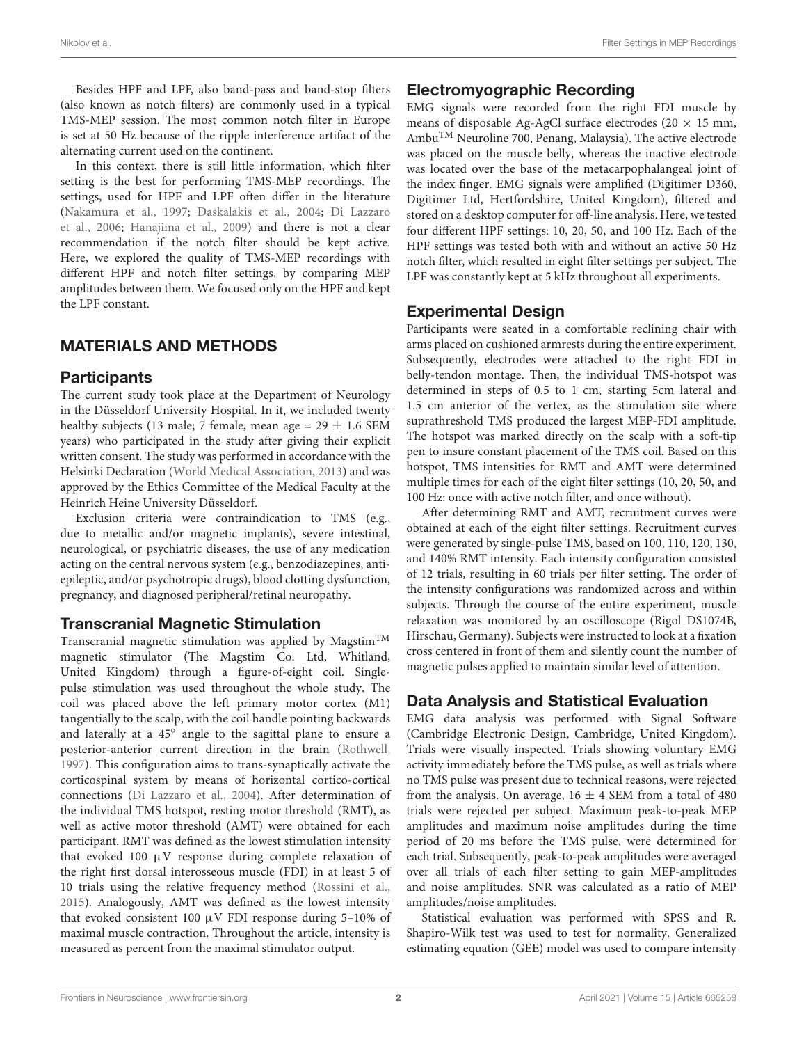Besides HPF and LPF, also band-pass and band-stop filters (also known as notch filters) are commonly used in a typical TMS-MEP session. The most common notch filter in Europe is set at 50 Hz because of the ripple interference artifact of the alternating current used on the continent.

In this context, there is still little information, which filter setting is the best for performing TMS-MEP recordings. The settings, used for HPF and LPF often differ in the literature (Nakamura et al., 1997; Daskalakis et al., 2004; Di Lazzaro et al., 2006; Hanajima et al., 2009) and there is not a clear recommendation if the notch filter should be kept active. Here, we explored the quality of TMS-MEP recordings with different HPF and notch filter settings, by comparing MEP amplitudes between them. We focused only on the HPF and kept the LPF constant.

## MATERIALS AND METHODS

### Participants

The current study took place at the Department of Neurology in the Düsseldorf University Hospital. In it, we included twenty healthy subjects (13 male; 7 female, mean age = 29 ± 1.6 SEM years) who participated in the study after giving their explicit written consent. The study was performed in accordance with the Helsinki Declaration (World Medical Association, 2013) and was approved by the Ethics Committee of the Medical Faculty at the Heinrich Heine University Düsseldorf.

Exclusion criteria were contraindication to TMS (e.g., due to metallic and/or magnetic implants), severe intestinal, neurological, or psychiatric diseases, the use of any medication acting on the central nervous system (e.g., benzodiazepines, anti-epileptic, and/or psychotropic drugs), blood clotting dysfunction, pregnancy, and diagnosed peripheral/retinal neuropathy.

### Transcranial Magnetic Stimulation

Transcranial magnetic stimulation was applied by Magstim™ magnetic stimulator (The Magstim Co. Ltd, Whitland, United Kingdom) through a figure-of-eight coil. Single-pulse stimulation was used throughout the whole study. The coil was placed above the left primary motor cortex (M1) tangentially to the scalp, with the coil handle pointing backwards and laterally at a 45° angle to the sagittal plane to ensure a posterior-anterior current direction in the brain (Rothwell, 1997). This configuration aims to trans-synaptically activate the corticospinal system by means of horizontal cortico-cortical connections (Di Lazzaro et al., 2004). After determination of the individual TMS hotspot, resting motor threshold (RMT), as well as active motor threshold (AMT) were obtained for each participant. RMT was defined as the lowest stimulation intensity that evoked 100 μV response during complete relaxation of the right first dorsal interosseous muscle (FDI) in at least 5 of 10 trials using the relative frequency method (Rossini et al., 2015). Analogously, AMT was defined as the lowest intensity that evoked consistent 100 μV FDI response during 5–10% of maximal muscle contraction. Throughout the article, intensity is measured as percent from the maximal stimulator output.

### Electromyographic Recording

EMG signals were recorded from the right FDI muscle by means of disposable Ag-AgCl surface electrodes (20 × 15 mm, Ambu™ Neuroline 700, Penang, Malaysia). The active electrode was placed on the muscle belly, whereas the inactive electrode was located over the base of the metacarpophalangeal joint of the index finger. EMG signals were amplified (Digitimer D360, Digitimer Ltd, Hertfordshire, United Kingdom), filtered and stored on a desktop computer for off-line analysis. Here, we tested four different HPF settings: 10, 20, 50, and 100 Hz. Each of the HPF settings was tested both with and without an active 50 Hz notch filter, which resulted in eight filter settings per subject. The LPF was constantly kept at 5 kHz throughout all experiments.

### Experimental Design

Participants were seated in a comfortable reclining chair with arms placed on cushioned armrests during the entire experiment. Subsequently, electrodes were attached to the right FDI in belly-tendon montage. Then, the individual TMS-hotspot was determined in steps of 0.5 to 1 cm, starting 5cm lateral and 1.5 cm anterior of the vertex, as the stimulation site where suprathreshold TMS produced the largest MEP-FDI amplitude. The hotspot was marked directly on the scalp with a soft-tip pen to insure constant placement of the TMS coil. Based on this hotspot, TMS intensities for RMT and AMT were determined multiple times for each of the eight filter settings (10, 20, 50, and 100 Hz: once with active notch filter, and once without).

After determining RMT and AMT, recruitment curves were obtained at each of the eight filter settings. Recruitment curves were generated by single-pulse TMS, based on 100, 110, 120, 130, and 140% RMT intensity. Each intensity configuration consisted of 12 trials, resulting in 60 trials per filter setting. The order of the intensity configurations was randomized across and within subjects. Through the course of the entire experiment, muscle relaxation was monitored by an oscilloscope (Rigol DS1074B, Hirschau, Germany). Subjects were instructed to look at a fixation cross centered in front of them and silently count the number of magnetic pulses applied to maintain similar level of attention.

### Data Analysis and Statistical Evaluation

EMG data analysis was performed with Signal Software (Cambridge Electronic Design, Cambridge, United Kingdom). Trials were visually inspected. Trials showing voluntary EMG activity immediately before the TMS pulse, as well as trials where no TMS pulse was present due to technical reasons, were rejected from the analysis. On average, 16 ± 4 SEM from a total of 480 trials were rejected per subject. Maximum peak-to-peak MEP amplitudes and maximum noise amplitudes during the time period of 20 ms before the TMS pulse, were determined for each trial. Subsequently, peak-to-peak amplitudes were averaged over all trials of each filter setting to gain MEP-amplitudes and noise amplitudes. SNR was calculated as a ratio of MEP amplitudes/noise amplitudes.

Statistical evaluation was performed with SPSS and R. Shapiro-Wilk test was used to test for normality. Generalized estimating equation (GEE) model was used to compare intensity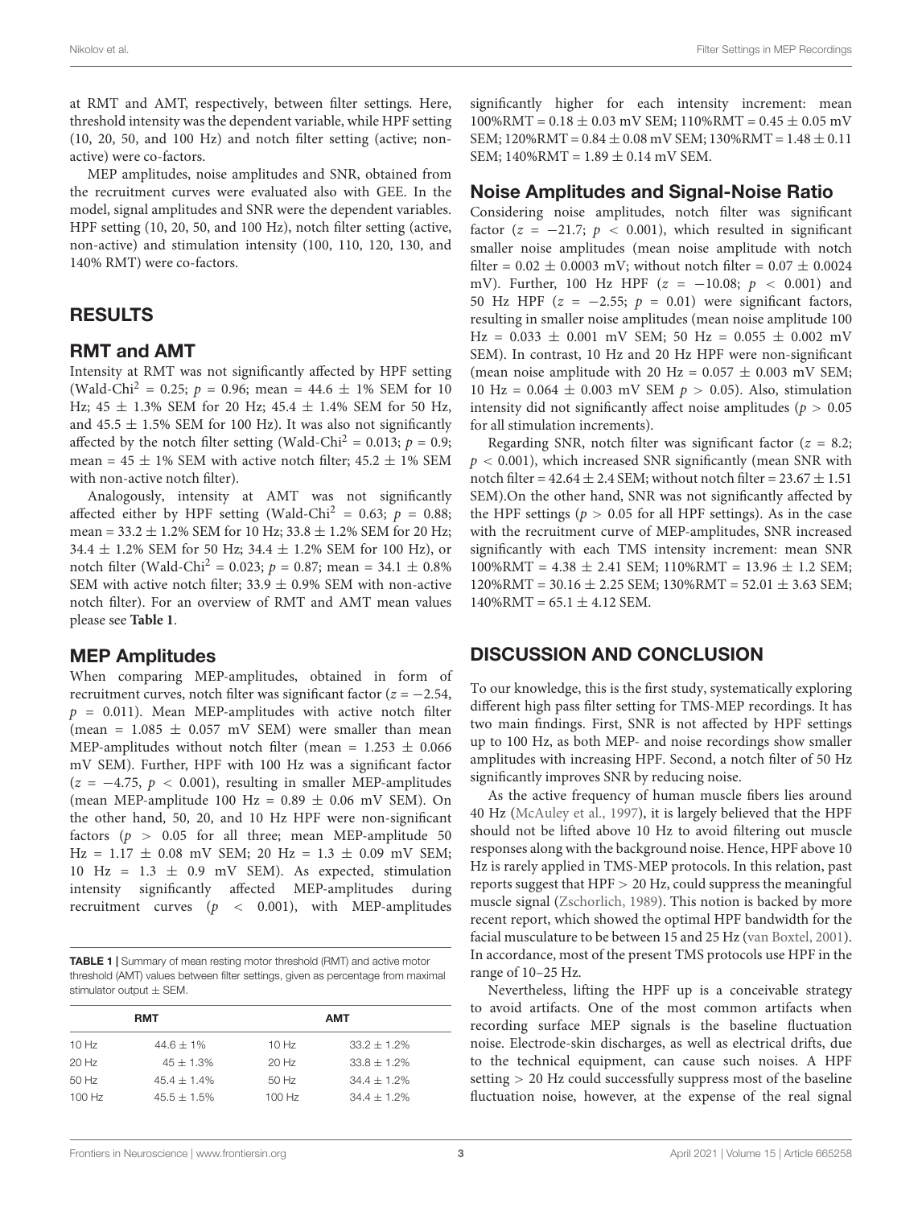at RMT and AMT, respectively, between filter settings. Here, threshold intensity was the dependent variable, while HPF setting (10, 20, 50, and 100 Hz) and notch filter setting (active; non-active) were co-factors.

MEP amplitudes, noise amplitudes and SNR, obtained from the recruitment curves were evaluated also with GEE. In the model, signal amplitudes and SNR were the dependent variables. HPF setting (10, 20, 50, and 100 Hz), notch filter setting (active, non-active) and stimulation intensity (100, 110, 120, 130, and 140% RMT) were co-factors.

## RESULTS

### RMT and AMT

Intensity at RMT was not significantly affected by HPF setting (Wald-Chi$^2$ = 0.25; $p$ = 0.96; mean = 44.6 ± 1% SEM for 10 Hz; 45 ± 1.3% SEM for 20 Hz; 45.4 ± 1.4% SEM for 50 Hz, and 45.5 ± 1.5% SEM for 100 Hz). It was also not significantly affected by the notch filter setting (Wald-Chi$^2$ = 0.013; $p$ = 0.9; mean = 45 ± 1% SEM with active notch filter; 45.2 ± 1% SEM with non-active notch filter).

Analogously, intensity at AMT was not significantly affected either by HPF setting (Wald-Chi$^2$ = 0.63; $p$ = 0.88; mean = 33.2 ± 1.2% SEM for 10 Hz; 33.8 ± 1.2% SEM for 20 Hz; 34.4 ± 1.2% SEM for 50 Hz; 34.4 ± 1.2% SEM for 100 Hz), or notch filter (Wald-Chi$^2$ = 0.023; $p$ = 0.87; mean = 34.1 ± 0.8% SEM with active notch filter; 33.9 ± 0.9% SEM with non-active notch filter). For an overview of RMT and AMT mean values please see **Table 1**.

### MEP Amplitudes

When comparing MEP-amplitudes, obtained in form of recruitment curves, notch filter was significant factor ($z = -2.54$, $p$ = 0.011). Mean MEP-amplitudes with active notch filter (mean = 1.085 ± 0.057 mV SEM) were smaller than mean MEP-amplitudes without notch filter (mean = 1.253 ± 0.066 mV SEM). Further, HPF with 100 Hz was a significant factor ($z = -4.75$, $p < 0.001$), resulting in smaller MEP-amplitudes (mean MEP-amplitude 100 Hz = 0.89 ± 0.06 mV SEM). On the other hand, 50, 20, and 10 Hz HPF were non-significant factors ($p > 0.05$ for all three; mean MEP-amplitude 50 Hz = 1.17 ± 0.08 mV SEM; 20 Hz = 1.3 ± 0.09 mV SEM; 10 Hz = 1.3 ± 0.9 mV SEM). As expected, stimulation intensity significantly affected MEP-amplitudes during recruitment curves ($p < 0.001$), with MEP-amplitudes significantly higher for each intensity increment: mean 100%RMT = 0.18 ± 0.03 mV SEM; 110%RMT = 0.45 ± 0.05 mV SEM; 120%RMT = 0.84 ± 0.08 mV SEM; 130%RMT = 1.48 ± 0.11 SEM; 140%RMT = 1.89 ± 0.14 mV SEM.

**TABLE 1** | Summary of mean resting motor threshold (RMT) and active motor threshold (AMT) values between filter settings, given as percentage from maximal stimulator output ± SEM.

| RMT | | AMT | |
|---|---|---|---|
| 10 Hz | 44.6 ± 1% | 10 Hz | 33.2 ± 1.2% |
| 20 Hz | 45 ± 1.3% | 20 Hz | 33.8 ± 1.2% |
| 50 Hz | 45.4 ± 1.4% | 50 Hz | 34.4 ± 1.2% |
| 100 Hz | 45.5 ± 1.5% | 100 Hz | 34.4 ± 1.2% |

### Noise Amplitudes and Signal-Noise Ratio

Considering noise amplitudes, notch filter was significant factor ($z = -21.7$; $p < 0.001$), which resulted in significant smaller noise amplitudes (mean noise amplitude with notch filter = 0.02 ± 0.0003 mV; without notch filter = 0.07 ± 0.0024 mV). Further, 100 Hz HPF ($z = -10.08$; $p < 0.001$) and 50 Hz HPF ($z = -2.55$; $p$ = 0.01) were significant factors, resulting in smaller noise amplitudes (mean noise amplitude 100 Hz = 0.033 ± 0.001 mV SEM; 50 Hz = 0.055 ± 0.002 mV SEM). In contrast, 10 Hz and 20 Hz HPF were non-significant (mean noise amplitude with 20 Hz = 0.057 ± 0.003 mV SEM; 10 Hz = 0.064 ± 0.003 mV SEM $p > 0.05$). Also, stimulation intensity did not significantly affect noise amplitudes ($p > 0.05$ for all stimulation increments).

Regarding SNR, notch filter was significant factor ($z$ = 8.2; $p < 0.001$), which increased SNR significantly (mean SNR with notch filter = 42.64 ± 2.4 SEM; without notch filter = 23.67 ± 1.51 SEM).On the other hand, SNR was not significantly affected by the HPF settings ($p > 0.05$ for all HPF settings). As in the case with the recruitment curve of MEP-amplitudes, SNR increased significantly with each TMS intensity increment: mean SNR 100%RMT = 4.38 ± 2.41 SEM; 110%RMT = 13.96 ± 1.2 SEM; 120%RMT = 30.16 ± 2.25 SEM; 130%RMT = 52.01 ± 3.63 SEM; 140%RMT = 65.1 ± 4.12 SEM.

## DISCUSSION AND CONCLUSION

To our knowledge, this is the first study, systematically exploring different high pass filter setting for TMS-MEP recordings. It has two main findings. First, SNR is not affected by HPF settings up to 100 Hz, as both MEP- and noise recordings show smaller amplitudes with increasing HPF. Second, a notch filter of 50 Hz significantly improves SNR by reducing noise.

As the active frequency of human muscle fibers lies around 40 Hz (McAuley et al., 1997), it is largely believed that the HPF should not be lifted above 10 Hz to avoid filtering out muscle responses along with the background noise. Hence, HPF above 10 Hz is rarely applied in TMS-MEP protocols. In this relation, past reports suggest that HPF > 20 Hz, could suppress the meaningful muscle signal (Zschorlich, 1989). This notion is backed by more recent report, which showed the optimal HPF bandwidth for the facial musculature to be between 15 and 25 Hz (van Boxtel, 2001). In accordance, most of the present TMS protocols use HPF in the range of 10–25 Hz.

Nevertheless, lifting the HPF up is a conceivable strategy to avoid artifacts. One of the most common artifacts when recording surface MEP signals is the baseline fluctuation noise. Electrode-skin discharges, as well as electrical drifts, due to the technical equipment, can cause such noises. A HPF setting > 20 Hz could successfully suppress most of the baseline fluctuation noise, however, at the expense of the real signal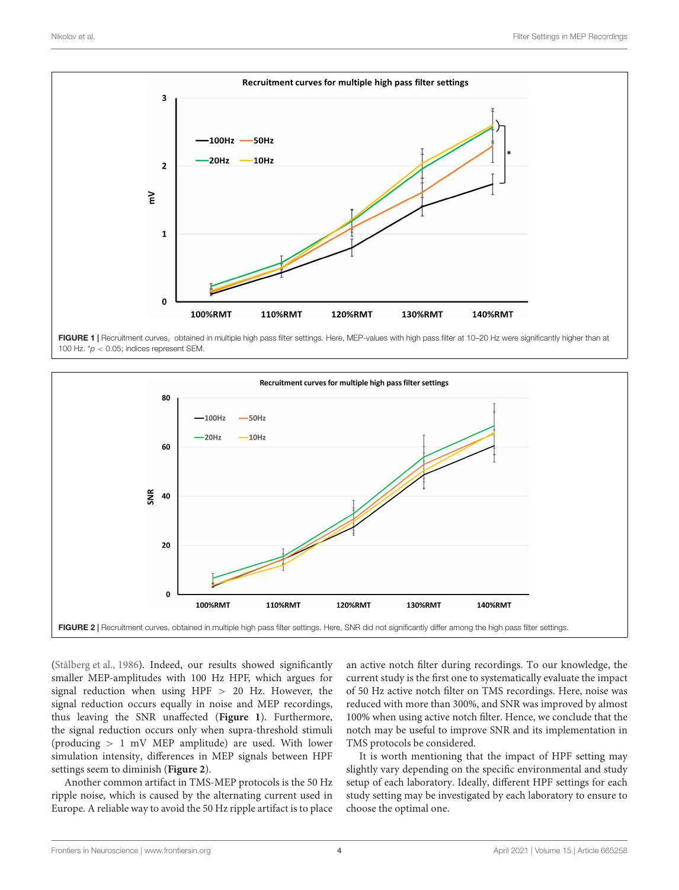FIGURE 1 | Recruitment curves, obtained in multiple high pass filter settings. Here, MEP-values with high pass filter at 10–20 Hz were significantly higher than at 100 Hz. *$p < 0.05$; indices represent SEM.

FIGURE 2 | Recruitment curves, obtained in multiple high pass filter settings. Here, SNR did not significantly differ among the high pass filter settings.

(Stålberg et al., 1986). Indeed, our results showed significantly smaller MEP-amplitudes with 100 Hz HPF, which argues for signal reduction when using HPF > 20 Hz. However, the signal reduction occurs equally in noise and MEP recordings, thus leaving the SNR unaffected (**Figure 1**). Furthermore, the signal reduction occurs only when supra-threshold stimuli (producing > 1 mV MEP amplitude) are used. With lower simulation intensity, differences in MEP signals between HPF settings seem to diminish (**Figure 2**).

Another common artifact in TMS-MEP protocols is the 50 Hz ripple noise, which is caused by the alternating current used in Europe. A reliable way to avoid the 50 Hz ripple artifact is to place an active notch filter during recordings. To our knowledge, the current study is the first one to systematically evaluate the impact of 50 Hz active notch filter on TMS recordings. Here, noise was reduced with more than 300%, and SNR was improved by almost 100% when using active notch filter. Hence, we conclude that the notch may be useful to improve SNR and its implementation in TMS protocols be considered.

It is worth mentioning that the impact of HPF setting may slightly vary depending on the specific environmental and study setup of each laboratory. Ideally, different HPF settings for each study setting may be investigated by each laboratory to ensure to choose the optimal one.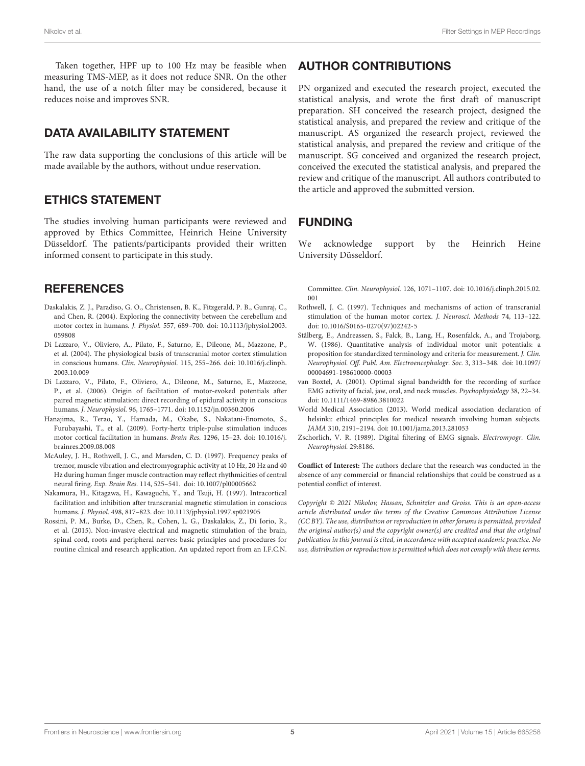Taken together, HPF up to 100 Hz may be feasible when measuring TMS-MEP, as it does not reduce SNR. On the other hand, the use of a notch filter may be considered, because it reduces noise and improves SNR.

## DATA AVAILABILITY STATEMENT

The raw data supporting the conclusions of this article will be made available by the authors, without undue reservation.

## ETHICS STATEMENT

The studies involving human participants were reviewed and approved by Ethics Committee, Heinrich Heine University Düsseldorf. The patients/participants provided their written informed consent to participate in this study.

## AUTHOR CONTRIBUTIONS

PN organized and executed the research project, executed the statistical analysis, and wrote the first draft of manuscript preparation. SH conceived the research project, designed the statistical analysis, and prepared the review and critique of the manuscript. AS organized the research project, reviewed the statistical analysis, and prepared the review and critique of the manuscript. SG conceived and organized the research project, conceived the executed the statistical analysis, and prepared the review and critique of the manuscript. All authors contributed to the article and approved the submitted version.

## FUNDING

We acknowledge support by the Heinrich Heine University Düsseldorf.

## REFERENCES

Daskalakis, Z. J., Paradiso, G. O., Christensen, B. K., Fitzgerald, P. B., Gunraj, C., and Chen, R. (2004). Exploring the connectivity between the cerebellum and motor cortex in humans. *J. Physiol.* 557, 689–700. doi: 10.1113/jphysiol.2003.059808

Di Lazzaro, V., Oliviero, A., Pilato, F., Saturno, E., Dileone, M., Mazzone, P., et al. (2004). The physiological basis of transcranial motor cortex stimulation in conscious humans. *Clin. Neurophysiol.* 115, 255–266. doi: 10.1016/j.clinph.2003.10.009

Di Lazzaro, V., Pilato, F., Oliviero, A., Dileone, M., Saturno, E., Mazzone, P., et al. (2006). Origin of facilitation of motor-evoked potentials after paired magnetic stimulation: direct recording of epidural activity in conscious humans. *J. Neurophysiol.* 96, 1765–1771. doi: 10.1152/jn.00360.2006

Hanajima, R., Terao, Y., Hamada, M., Okabe, S., Nakatani-Enomoto, S., Furubayashi, T., et al. (2009). Forty-hertz triple-pulse stimulation induces motor cortical facilitation in humans. *Brain Res.* 1296, 15–23. doi: 10.1016/j.brainres.2009.08.008

McAuley, J. H., Rothwell, J. C., and Marsden, C. D. (1997). Frequency peaks of tremor, muscle vibration and electromyographic activity at 10 Hz, 20 Hz and 40 Hz during human finger muscle contraction may reflect rhythmicities of central neural firing. *Exp. Brain Res.* 114, 525–541. doi: 10.1007/pl00005662

Nakamura, H., Kitagawa, H., Kawaguchi, Y., and Tsuji, H. (1997). Intracortical facilitation and inhibition after transcranial magnetic stimulation in conscious humans. *J. Physiol.* 498, 817–823. doi: 10.1113/jphysiol.1997.sp021905

Rossini, P. M., Burke, D., Chen, R., Cohen, L. G., Daskalakis, Z., Di Iorio, R., et al. (2015). Non-invasive electrical and magnetic stimulation of the brain, spinal cord, roots and peripheral nerves: basic principles and procedures for routine clinical and research application. An updated report from an I.F.C.N. Committee. *Clin. Neurophysiol.* 126, 1071–1107. doi: 10.1016/j.clinph.2015.02.001

Rothwell, J. C. (1997). Techniques and mechanisms of action of transcranial stimulation of the human motor cortex. *J. Neurosci. Methods* 74, 113–122. doi: 10.1016/S0165-0270(97)02242-5

Stålberg, E., Andreassen, S., Falck, B., Lang, H., Rosenfalck, A., and Trojaborg, W. (1986). Quantitative analysis of individual motor unit potentials: a proposition for standardized terminology and criteria for measurement. *J. Clin. Neurophysiol. Off. Publ. Am. Electroencephalogr. Soc.* 3, 313–348. doi: 10.1097/00004691-198610000-00003

van Boxtel, A. (2001). Optimal signal bandwidth for the recording of surface EMG activity of facial, jaw, oral, and neck muscles. *Psychophysiology* 38, 22–34. doi: 10.1111/1469-8986.3810022

World Medical Association (2013). World medical association declaration of helsinki: ethical principles for medical research involving human subjects. *JAMA* 310, 2191–2194. doi: 10.1001/jama.2013.281053

Zschorlich, V. R. (1989). Digital filtering of EMG signals. *Electromyogr. Clin. Neurophysiol.* 29:8186.

**Conflict of Interest:** The authors declare that the research was conducted in the absence of any commercial or financial relationships that could be construed as a potential conflict of interest.

*Copyright © 2021 Nikolov, Hassan, Schnitzler and Groiss. This is an open-access article distributed under the terms of the Creative Commons Attribution License (CC BY). The use, distribution or reproduction in other forums is permitted, provided the original author(s) and the copyright owner(s) are credited and that the original publication in this journal is cited, in accordance with accepted academic practice. No use, distribution or reproduction is permitted which does not comply with these terms.*